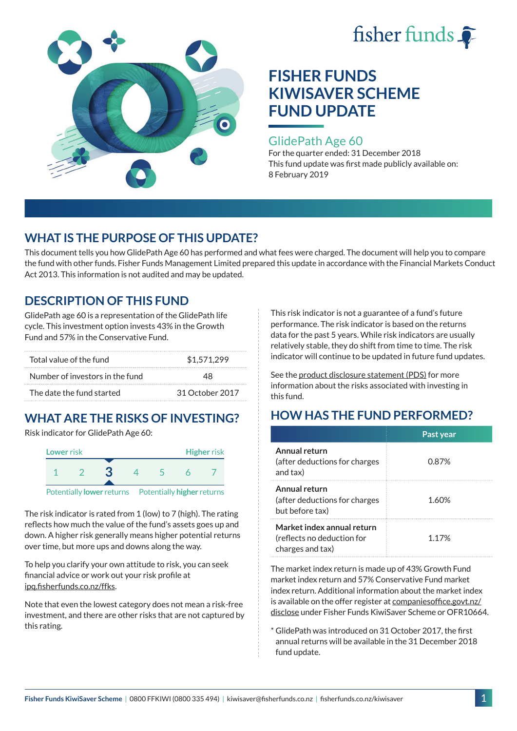fisher funds

# FISHER FUNDS KIWISAVER SCHEME FUND UPDATE

## GlidePath Age 60

For the quarter ended: 31 December 2018

This fund update was first made publicly available on: 8 February 2019

## WHAT IS THE PURPOSE OF THIS UPDATE?

This document tells you how GlidePath Age 60 has performed and what fees were charged. The document will help you to compare the fund with other funds. Fisher Funds Management Limited prepared this update in accordance with the Financial Markets Conduct Act 2013. This information is not audited and may be updated.

## DESCRIPTION OF THIS FUND

GlidePath age 60 is a representation of the GlidePath life cycle. This investment option invests 43% in the Growth Fund and 57% in the Conservative Fund.

| | |
|---|---|
| Total value of the fund | $1,571,299 |
| Number of investors in the fund | 48 |
| The date the fund started | 31 October 2017 |

## WHAT ARE THE RISKS OF INVESTING?

Risk indicator for GlidePath Age 60:

Lower risk — Higher risk

1 2 **3** 4 5 6 7

Potentially **lower** returns — Potentially **higher** returns

The risk indicator is rated from 1 (low) to 7 (high). The rating reflects how much the value of the fund's assets goes up and down. A higher risk generally means higher potential returns over time, but more ups and downs along the way.

To help you clarify your own attitude to risk, you can seek financial advice or work out your risk profile at ipq.fisherfunds.co.nz/ffks.

Note that even the lowest category does not mean a risk-free investment, and there are other risks that are not captured by this rating.

This risk indicator is not a guarantee of a fund's future performance. The risk indicator is based on the returns data for the past 5 years. While risk indicators are usually relatively stable, they do shift from time to time. The risk indicator will continue to be updated in future fund updates.

See the product disclosure statement (PDS) for more information about the risks associated with investing in this fund.

## HOW HAS THE FUND PERFORMED?

| | Past year |
|---|---|
| **Annual return** (after deductions for charges and tax) | 0.87% |
| **Annual return** (after deductions for charges but before tax) | 1.60% |
| **Market index annual return** (reflects no deduction for charges and tax) | 1.17% |

The market index return is made up of 43% Growth Fund market index return and 57% Conservative Fund market index return. Additional information about the market index is available on the offer register at companiesoffice.govt.nz/disclose under Fisher Funds KiwiSaver Scheme or OFR10664.

\* GlidePath was introduced on 31 October 2017, the first annual returns will be available in the 31 December 2018 fund update.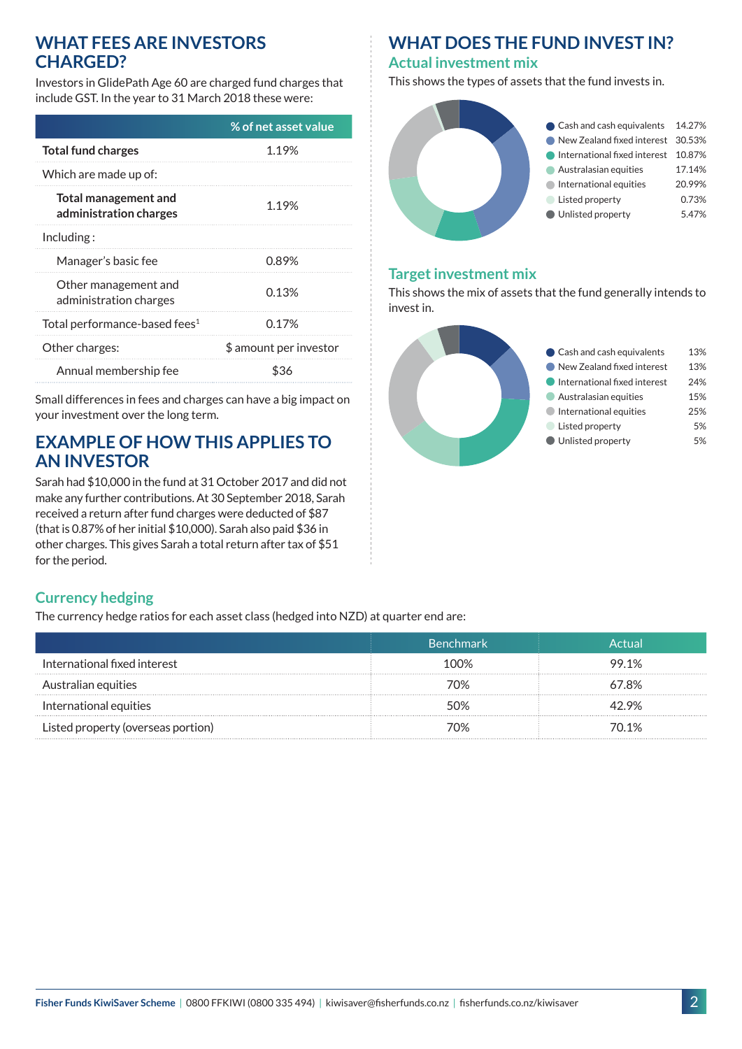## WHAT FEES ARE INVESTORS CHARGED?

Investors in GlidePath Age 60 are charged fund charges that include GST. In the year to 31 March 2018 these were:

| | % of net asset value |
|---|---|
| **Total fund charges** | 1.19% |
| Which are made up of: | |
| **Total management and administration charges** | 1.19% |
| Including : | |
| Manager's basic fee | 0.89% |
| Other management and administration charges | 0.13% |
| Total performance-based fees[1] | 0.17% |
| Other charges: | $ amount per investor |
| Annual membership fee | $36 |

Small differences in fees and charges can have a big impact on your investment over the long term.

## EXAMPLE OF HOW THIS APPLIES TO AN INVESTOR

Sarah had $10,000 in the fund at 31 October 2017 and did not make any further contributions. At 30 September 2018, Sarah received a return after fund charges were deducted of $87 (that is 0.87% of her initial $10,000). Sarah also paid $36 in other charges. This gives Sarah a total return after tax of $51 for the period.

## WHAT DOES THE FUND INVEST IN?

### Actual investment mix

This shows the types of assets that the fund invests in.

| Asset | % |
|---|---|
| Cash and cash equivalents | 14.27% |
| New Zealand fixed interest | 30.53% |
| International fixed interest | 10.87% |
| Australasian equities | 17.14% |
| International equities | 20.99% |
| Listed property | 0.73% |
| Unlisted property | 5.47% |

### Target investment mix

This shows the mix of assets that the fund generally intends to invest in.

| Asset | % |
|---|---|
| Cash and cash equivalents | 13% |
| New Zealand fixed interest | 13% |
| International fixed interest | 24% |
| Australasian equities | 15% |
| International equities | 25% |
| Listed property | 5% |
| Unlisted property | 5% |

### Currency hedging

The currency hedge ratios for each asset class (hedged into NZD) at quarter end are:

| | Benchmark | Actual |
|---|---|---|
| International fixed interest | 100% | 99.1% |
| Australian equities | 70% | 67.8% |
| International equities | 50% | 42.9% |
| Listed property (overseas portion) | 70% | 70.1% |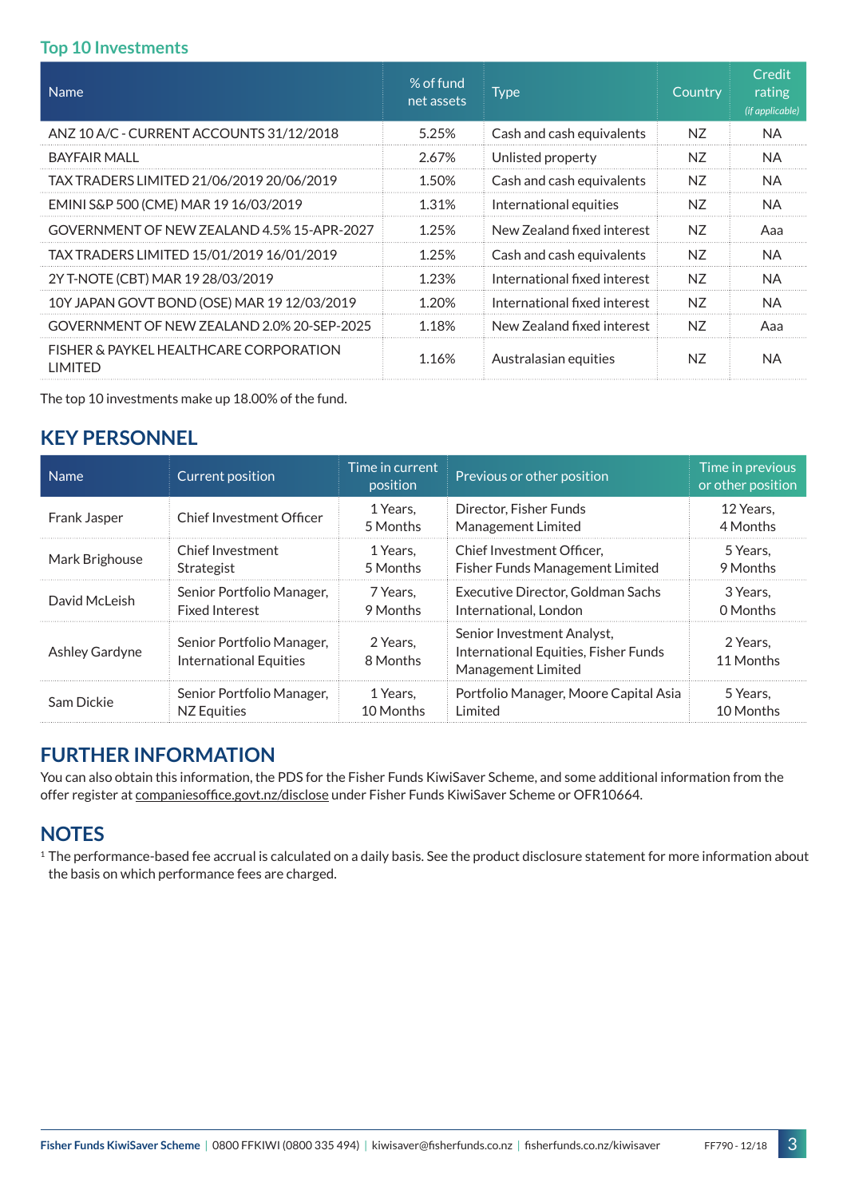## Top 10 Investments

| Name | % of fund net assets | Type | Country | Credit rating *(if applicable)* |
|---|---|---|---|---|
| ANZ 10 A/C - CURRENT ACCOUNTS 31/12/2018 | 5.25% | Cash and cash equivalents | NZ | NA |
| BAYFAIR MALL | 2.67% | Unlisted property | NZ | NA |
| TAX TRADERS LIMITED 21/06/2019 20/06/2019 | 1.50% | Cash and cash equivalents | NZ | NA |
| EMINI S&P 500 (CME) MAR 19 16/03/2019 | 1.31% | International equities | NZ | NA |
| GOVERNMENT OF NEW ZEALAND 4.5% 15-APR-2027 | 1.25% | New Zealand fixed interest | NZ | Aaa |
| TAX TRADERS LIMITED 15/01/2019 16/01/2019 | 1.25% | Cash and cash equivalents | NZ | NA |
| 2Y T-NOTE (CBT) MAR 19 28/03/2019 | 1.23% | International fixed interest | NZ | NA |
| 10Y JAPAN GOVT BOND (OSE) MAR 19 12/03/2019 | 1.20% | International fixed interest | NZ | NA |
| GOVERNMENT OF NEW ZEALAND 2.0% 20-SEP-2025 | 1.18% | New Zealand fixed interest | NZ | Aaa |
| FISHER & PAYKEL HEALTHCARE CORPORATION LIMITED | 1.16% | Australasian equities | NZ | NA |

The top 10 investments make up 18.00% of the fund.

## KEY PERSONNEL

| Name | Current position | Time in current position | Previous or other position | Time in previous or other position |
|---|---|---|---|---|
| Frank Jasper | Chief Investment Officer | 1 Years, 5 Months | Director, Fisher Funds Management Limited | 12 Years, 4 Months |
| Mark Brighouse | Chief Investment Strategist | 1 Years, 5 Months | Chief Investment Officer, Fisher Funds Management Limited | 5 Years, 9 Months |
| David McLeish | Senior Portfolio Manager, Fixed Interest | 7 Years, 9 Months | Executive Director, Goldman Sachs International, London | 3 Years, 0 Months |
| Ashley Gardyne | Senior Portfolio Manager, International Equities | 2 Years, 8 Months | Senior Investment Analyst, International Equities, Fisher Funds Management Limited | 2 Years, 11 Months |
| Sam Dickie | Senior Portfolio Manager, NZ Equities | 1 Years, 10 Months | Portfolio Manager, Moore Capital Asia Limited | 5 Years, 10 Months |

## FURTHER INFORMATION

You can also obtain this information, the PDS for the Fisher Funds KiwiSaver Scheme, and some additional information from the offer register at companiesoffice.govt.nz/disclose under Fisher Funds KiwiSaver Scheme or OFR10664.

## NOTES

[1] The performance-based fee accrual is calculated on a daily basis. See the product disclosure statement for more information about the basis on which performance fees are charged.